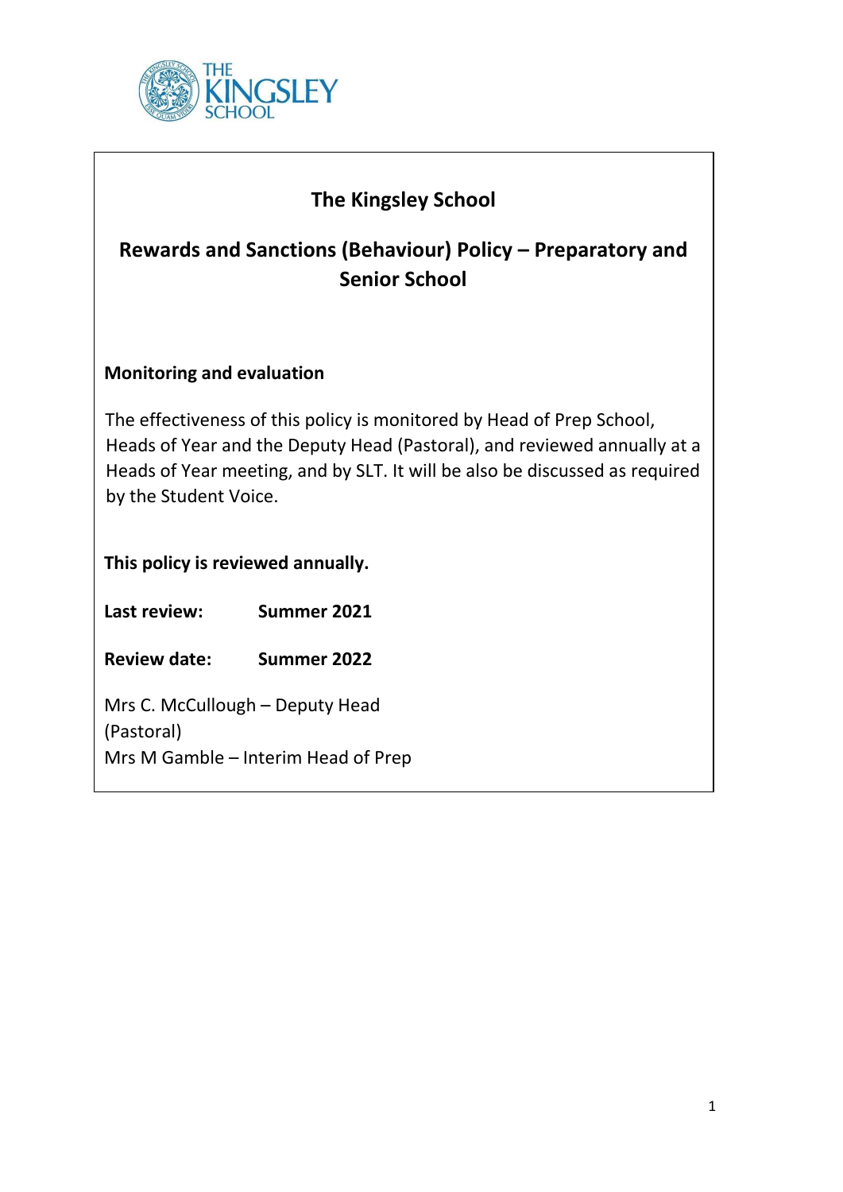# The Kingsley School

## Rewards and Sanctions (Behaviour) Policy – Preparatory and Senior School

**Monitoring and evaluation**

The effectiveness of this policy is monitored by Head of Prep School, Heads of Year and the Deputy Head (Pastoral), and reviewed annually at a Heads of Year meeting, and by SLT. It will be also be discussed as required by the Student Voice.

**This policy is reviewed annually.**

**Last review:** **Summer 2021**

**Review date:** **Summer 2022**

Mrs C. McCullough – Deputy Head (Pastoral)
Mrs M Gamble – Interim Head of Prep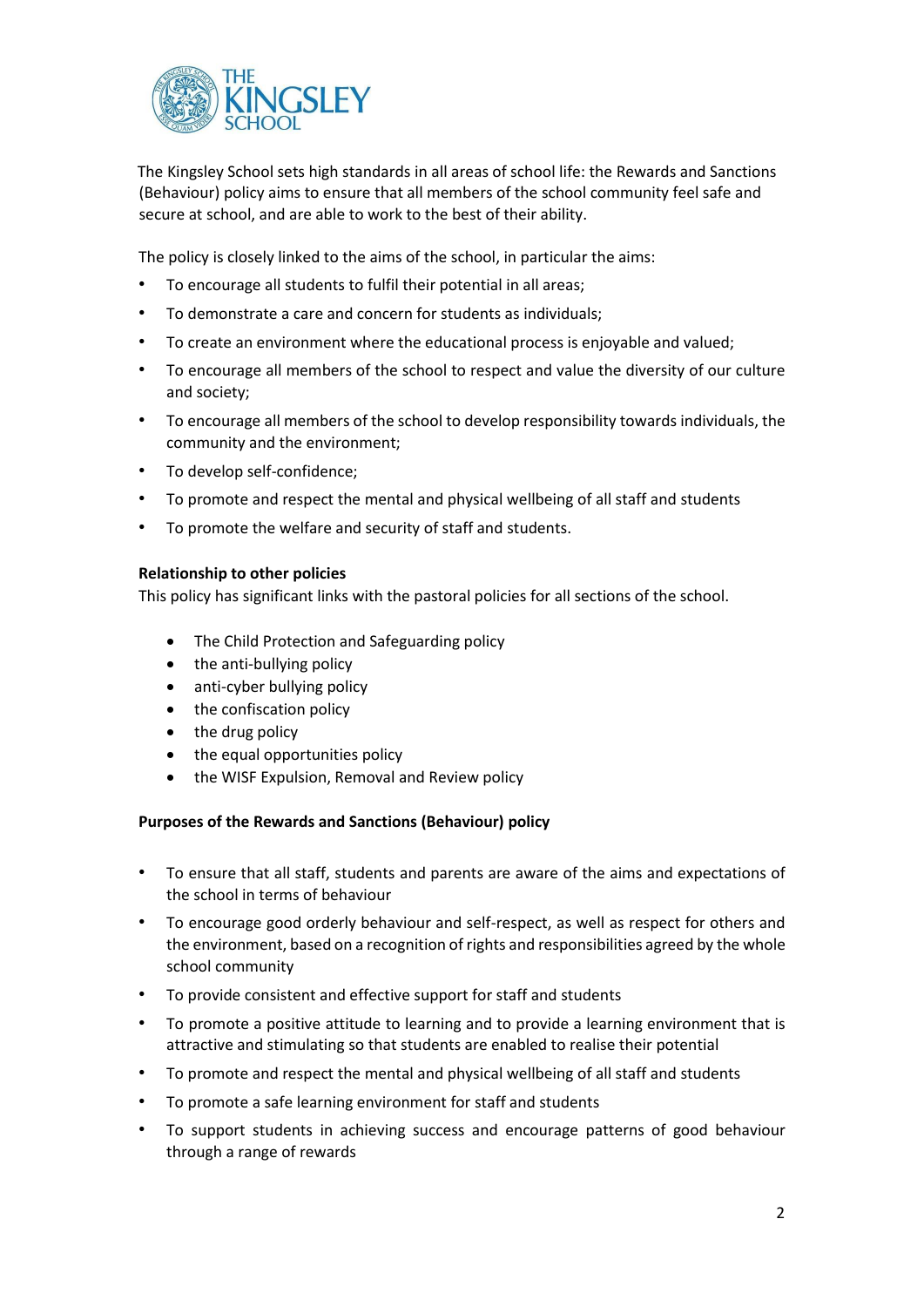The Kingsley School sets high standards in all areas of school life: the Rewards and Sanctions (Behaviour) policy aims to ensure that all members of the school community feel safe and secure at school, and are able to work to the best of their ability.

The policy is closely linked to the aims of the school, in particular the aims:

- To encourage all students to fulfil their potential in all areas;
- To demonstrate a care and concern for students as individuals;
- To create an environment where the educational process is enjoyable and valued;
- To encourage all members of the school to respect and value the diversity of our culture and society;
- To encourage all members of the school to develop responsibility towards individuals, the community and the environment;
- To develop self-confidence;
- To promote and respect the mental and physical wellbeing of all staff and students
- To promote the welfare and security of staff and students.

**Relationship to other policies**

This policy has significant links with the pastoral policies for all sections of the school.

- The Child Protection and Safeguarding policy
- the anti-bullying policy
- anti-cyber bullying policy
- the confiscation policy
- the drug policy
- the equal opportunities policy
- the WISF Expulsion, Removal and Review policy

**Purposes of the Rewards and Sanctions (Behaviour) policy**

- To ensure that all staff, students and parents are aware of the aims and expectations of the school in terms of behaviour
- To encourage good orderly behaviour and self-respect, as well as respect for others and the environment, based on a recognition of rights and responsibilities agreed by the whole school community
- To provide consistent and effective support for staff and students
- To promote a positive attitude to learning and to provide a learning environment that is attractive and stimulating so that students are enabled to realise their potential
- To promote and respect the mental and physical wellbeing of all staff and students
- To promote a safe learning environment for staff and students
- To support students in achieving success and encourage patterns of good behaviour through a range of rewards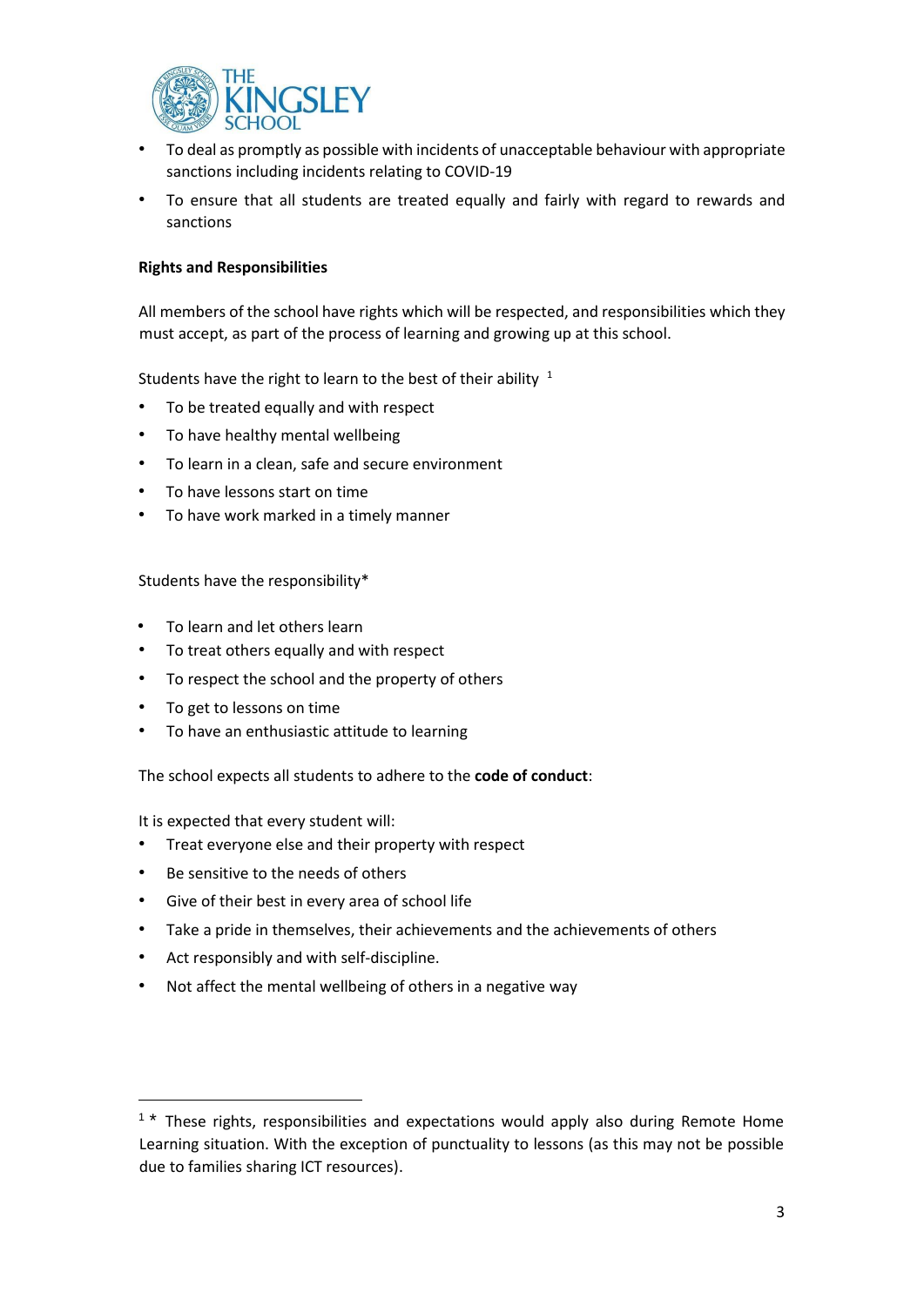- To deal as promptly as possible with incidents of unacceptable behaviour with appropriate sanctions including incidents relating to COVID-19
- To ensure that all students are treated equally and fairly with regard to rewards and sanctions

**Rights and Responsibilities**

All members of the school have rights which will be respected, and responsibilities which they must accept, as part of the process of learning and growing up at this school.

Students have the right to learn to the best of their ability [1]

- To be treated equally and with respect
- To have healthy mental wellbeing
- To learn in a clean, safe and secure environment
- To have lessons start on time
- To have work marked in a timely manner

Students have the responsibility*

- To learn and let others learn
- To treat others equally and with respect
- To respect the school and the property of others
- To get to lessons on time
- To have an enthusiastic attitude to learning

The school expects all students to adhere to the **code of conduct**:

It is expected that every student will:

- Treat everyone else and their property with respect
- Be sensitive to the needs of others
- Give of their best in every area of school life
- Take a pride in themselves, their achievements and the achievements of others
- Act responsibly and with self-discipline.
- Not affect the mental wellbeing of others in a negative way

---

[1] * These rights, responsibilities and expectations would apply also during Remote Home Learning situation. With the exception of punctuality to lessons (as this may not be possible due to families sharing ICT resources).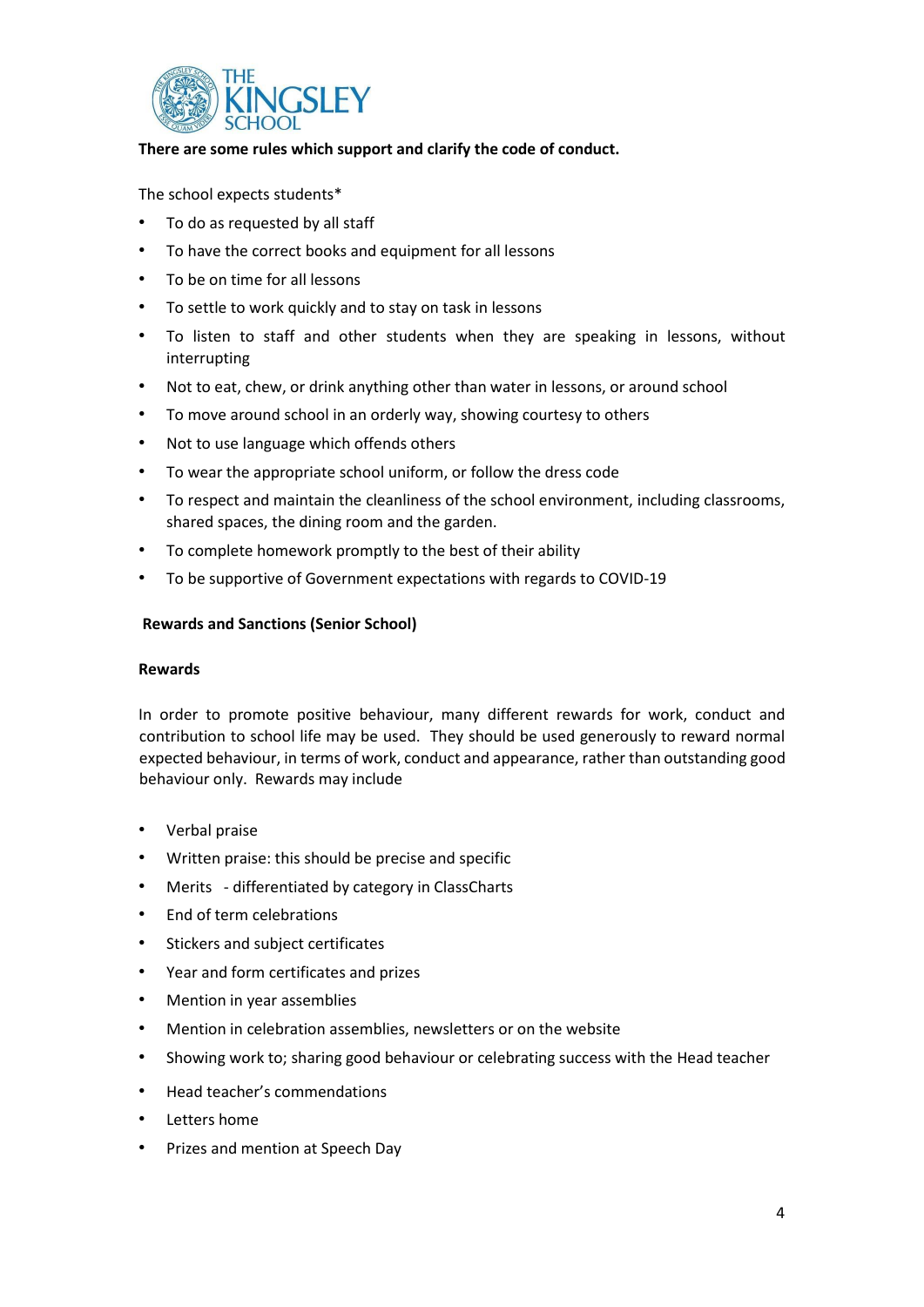**There are some rules which support and clarify the code of conduct.**

The school expects students*

- To do as requested by all staff
- To have the correct books and equipment for all lessons
- To be on time for all lessons
- To settle to work quickly and to stay on task in lessons
- To listen to staff and other students when they are speaking in lessons, without interrupting
- Not to eat, chew, or drink anything other than water in lessons, or around school
- To move around school in an orderly way, showing courtesy to others
- Not to use language which offends others
- To wear the appropriate school uniform, or follow the dress code
- To respect and maintain the cleanliness of the school environment, including classrooms, shared spaces, the dining room and the garden.
- To complete homework promptly to the best of their ability
- To be supportive of Government expectations with regards to COVID-19

## Rewards and Sanctions (Senior School)

### Rewards

In order to promote positive behaviour, many different rewards for work, conduct and contribution to school life may be used. They should be used generously to reward normal expected behaviour, in terms of work, conduct and appearance, rather than outstanding good behaviour only. Rewards may include

- Verbal praise
- Written praise: this should be precise and specific
- Merits - differentiated by category in ClassCharts
- End of term celebrations
- Stickers and subject certificates
- Year and form certificates and prizes
- Mention in year assemblies
- Mention in celebration assemblies, newsletters or on the website
- Showing work to; sharing good behaviour or celebrating success with the Head teacher
- Head teacher's commendations
- Letters home
- Prizes and mention at Speech Day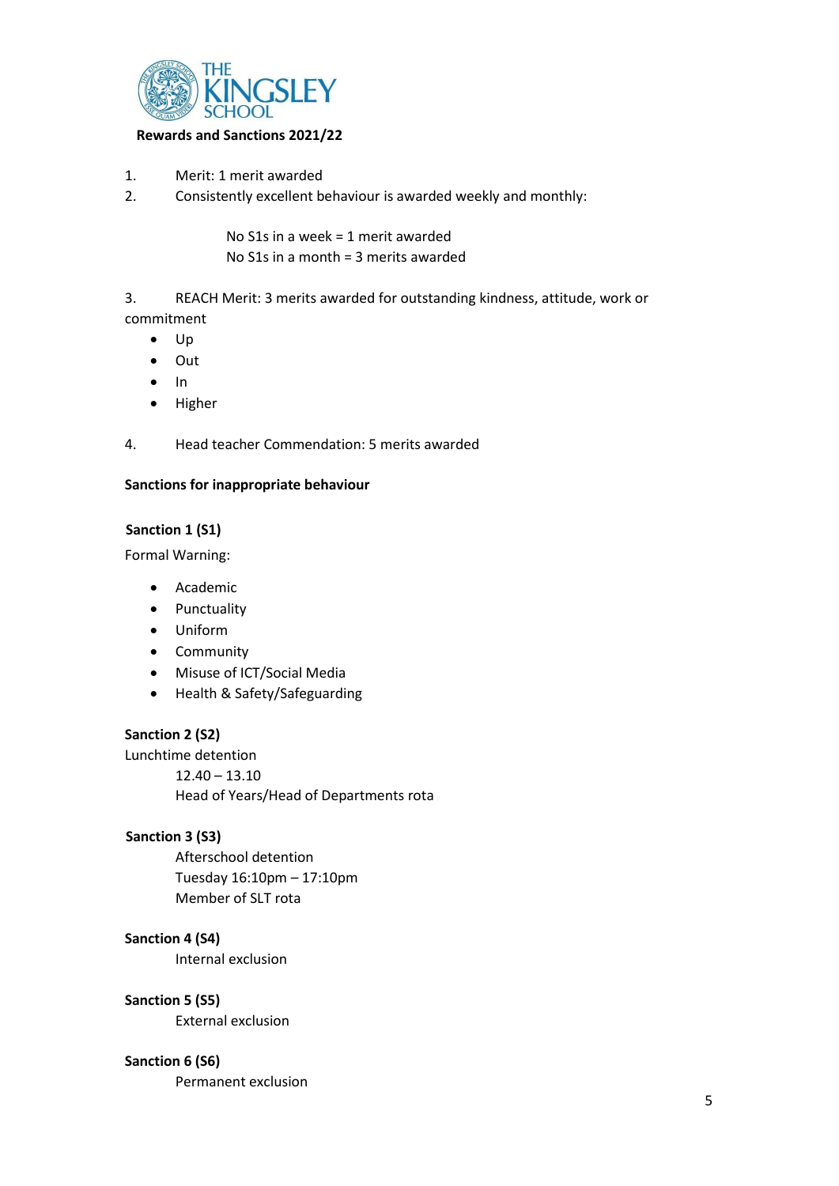THE KINGSLEY SCHOOL

**Rewards and Sanctions 2021/22**

1. Merit: 1 merit awarded
2. Consistently excellent behaviour is awarded weekly and monthly:

    No S1s in a week = 1 merit awarded
    No S1s in a month = 3 merits awarded

3. REACH Merit: 3 merits awarded for outstanding kindness, attitude, work or commitment
    - Up
    - Out
    - In
    - Higher

4. Head teacher Commendation: 5 merits awarded

**Sanctions for inappropriate behaviour**

**Sanction 1 (S1)**

Formal Warning:

- Academic
- Punctuality
- Uniform
- Community
- Misuse of ICT/Social Media
- Health & Safety/Safeguarding

**Sanction 2 (S2)**

Lunchtime detention

12.40 – 13.10

Head of Years/Head of Departments rota

**Sanction 3 (S3)**

Afterschool detention

Tuesday 16:10pm – 17:10pm

Member of SLT rota

**Sanction 4 (S4)**

Internal exclusion

**Sanction 5 (S5)**

External exclusion

**Sanction 6 (S6)**

Permanent exclusion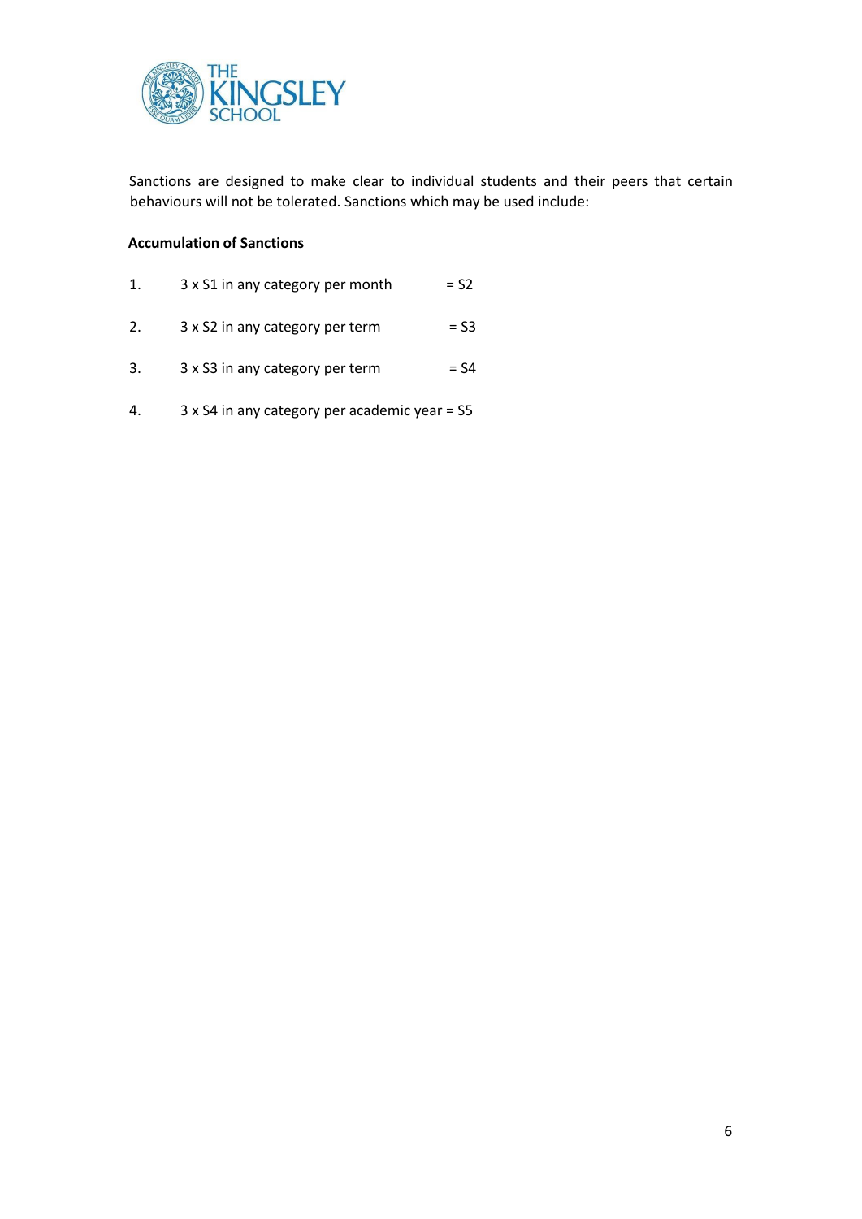Sanctions are designed to make clear to individual students and their peers that certain behaviours will not be tolerated. Sanctions which may be used include:

**Accumulation of Sanctions**

1. 3 x S1 in any category per month = S2
2. 3 x S2 in any category per term = S3
3. 3 x S3 in any category per term = S4
4. 3 x S4 in any category per academic year = S5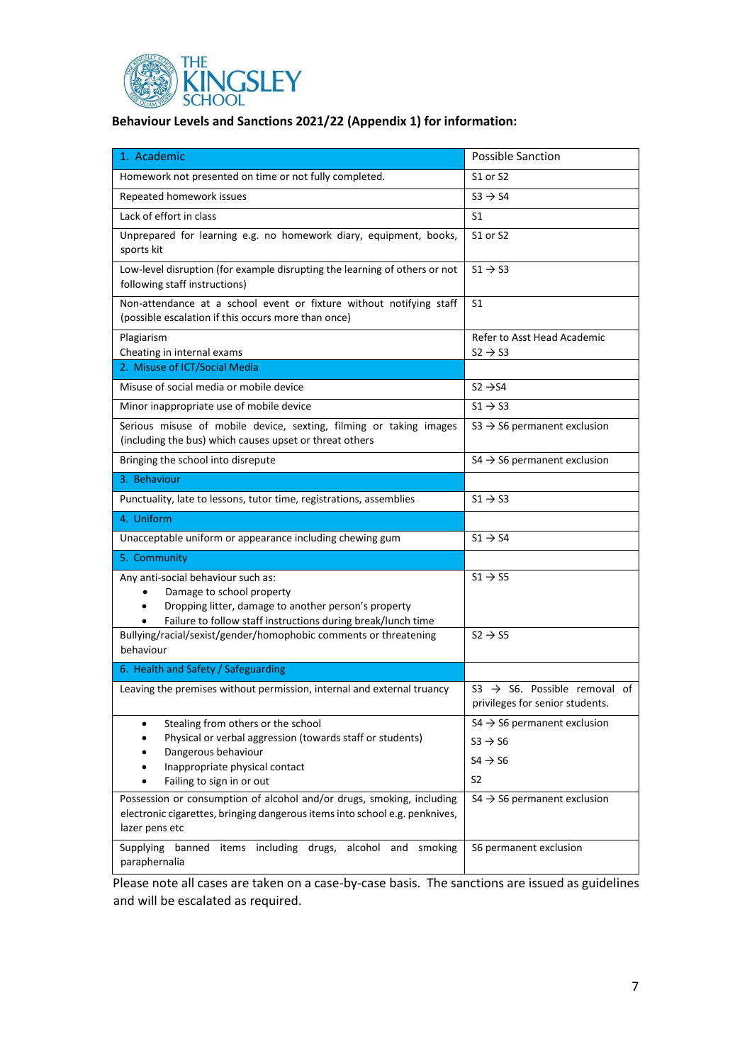**Behaviour Levels and Sanctions 2021/22 (Appendix 1) for information:**

| 1. Academic | Possible Sanction |
|---|---|
| Homework not presented on time or not fully completed. | S1 or S2 |
| Repeated homework issues | S3 → S4 |
| Lack of effort in class | S1 |
| Unprepared for learning e.g. no homework diary, equipment, books, sports kit | S1 or S2 |
| Low-level disruption (for example disrupting the learning of others or not following staff instructions) | S1 → S3 |
| Non-attendance at a school event or fixture without notifying staff (possible escalation if this occurs more than once) | S1 |
| Plagiarism<br>Cheating in internal exams | Refer to Asst Head Academic<br>S2 → S3 |
| **2. Misuse of ICT/Social Media** | |
| Misuse of social media or mobile device | S2 →S4 |
| Minor inappropriate use of mobile device | S1 → S3 |
| Serious misuse of mobile device, sexting, filming or taking images (including the bus) which causes upset or threat others | S3 → S6 permanent exclusion |
| Bringing the school into disrepute | S4 → S6 permanent exclusion |
| **3. Behaviour** | |
| Punctuality, late to lessons, tutor time, registrations, assemblies | S1 → S3 |
| **4. Uniform** | |
| Unacceptable uniform or appearance including chewing gum | S1 → S4 |
| **5. Community** | |
| Any anti-social behaviour such as:<br>• Damage to school property<br>• Dropping litter, damage to another person's property<br>• Failure to follow staff instructions during break/lunch time | S1 → S5 |
| Bullying/racial/sexist/gender/homophobic comments or threatening behaviour | S2 → S5 |
| **6. Health and Safety / Safeguarding** | |
| Leaving the premises without permission, internal and external truancy | S3 → S6. Possible removal of privileges for senior students. |
| • Stealing from others or the school<br>• Physical or verbal aggression (towards staff or students)<br>• Dangerous behaviour<br>• Inappropriate physical contact<br>• Failing to sign in or out | S4 → S6 permanent exclusion<br>S3 → S6<br>S4 → S6<br>S2 |
| Possession or consumption of alcohol and/or drugs, smoking, including electronic cigarettes, bringing dangerous items into school e.g. penknives, lazer pens etc | S4 → S6 permanent exclusion |
| Supplying banned items including drugs, alcohol and smoking paraphernalia | S6 permanent exclusion |

Please note all cases are taken on a case-by-case basis. The sanctions are issued as guidelines and will be escalated as required.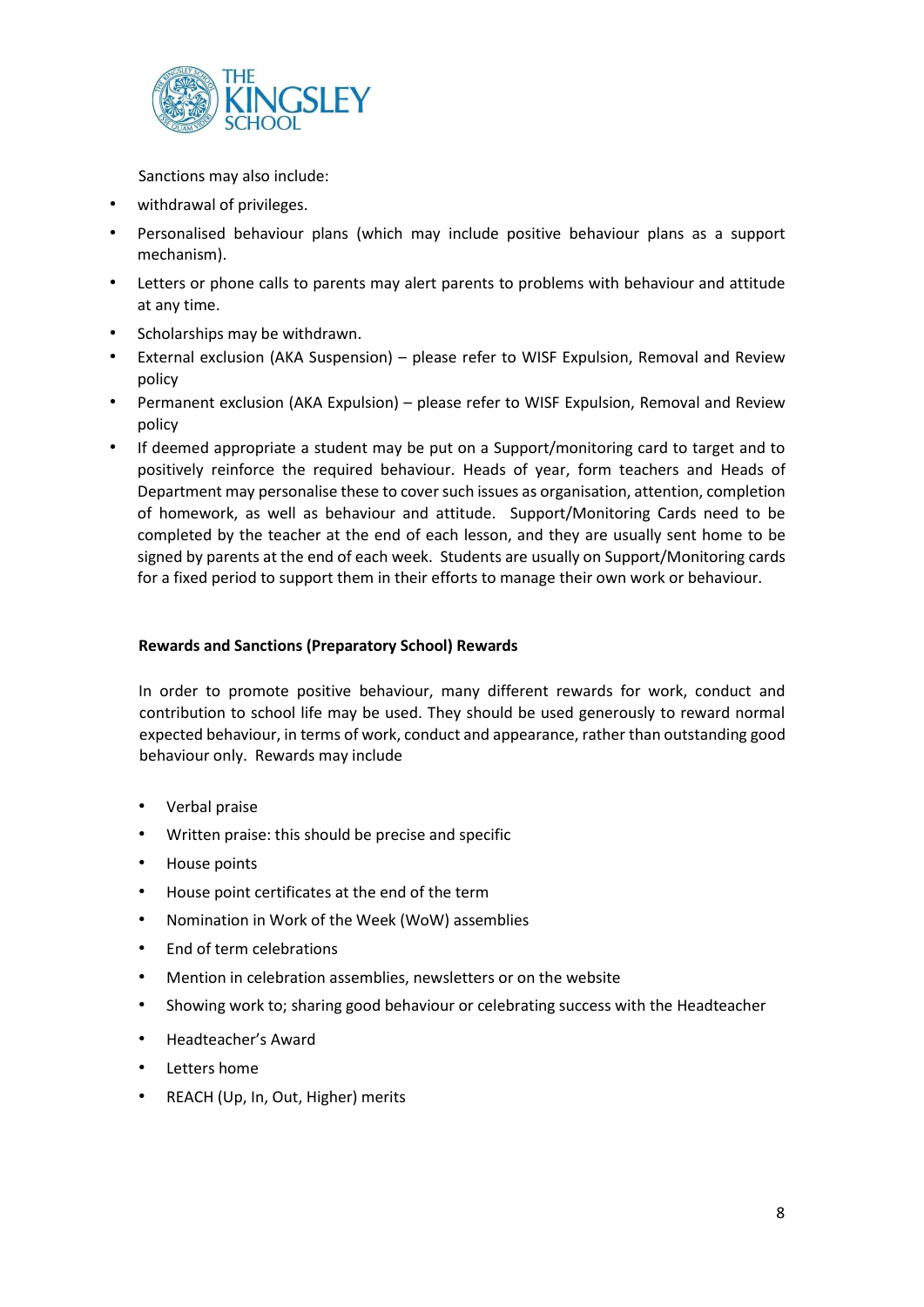Sanctions may also include:

- withdrawal of privileges.
- Personalised behaviour plans (which may include positive behaviour plans as a support mechanism).
- Letters or phone calls to parents may alert parents to problems with behaviour and attitude at any time.
- Scholarships may be withdrawn.
- External exclusion (AKA Suspension) – please refer to WISF Expulsion, Removal and Review policy
- Permanent exclusion (AKA Expulsion) – please refer to WISF Expulsion, Removal and Review policy
- If deemed appropriate a student may be put on a Support/monitoring card to target and to positively reinforce the required behaviour. Heads of year, form teachers and Heads of Department may personalise these to cover such issues as organisation, attention, completion of homework, as well as behaviour and attitude. Support/Monitoring Cards need to be completed by the teacher at the end of each lesson, and they are usually sent home to be signed by parents at the end of each week. Students are usually on Support/Monitoring cards for a fixed period to support them in their efforts to manage their own work or behaviour.

**Rewards and Sanctions (Preparatory School) Rewards**

In order to promote positive behaviour, many different rewards for work, conduct and contribution to school life may be used. They should be used generously to reward normal expected behaviour, in terms of work, conduct and appearance, rather than outstanding good behaviour only. Rewards may include

- Verbal praise
- Written praise: this should be precise and specific
- House points
- House point certificates at the end of the term
- Nomination in Work of the Week (WoW) assemblies
- End of term celebrations
- Mention in celebration assemblies, newsletters or on the website
- Showing work to; sharing good behaviour or celebrating success with the Headteacher
- Headteacher's Award
- Letters home
- REACH (Up, In, Out, Higher) merits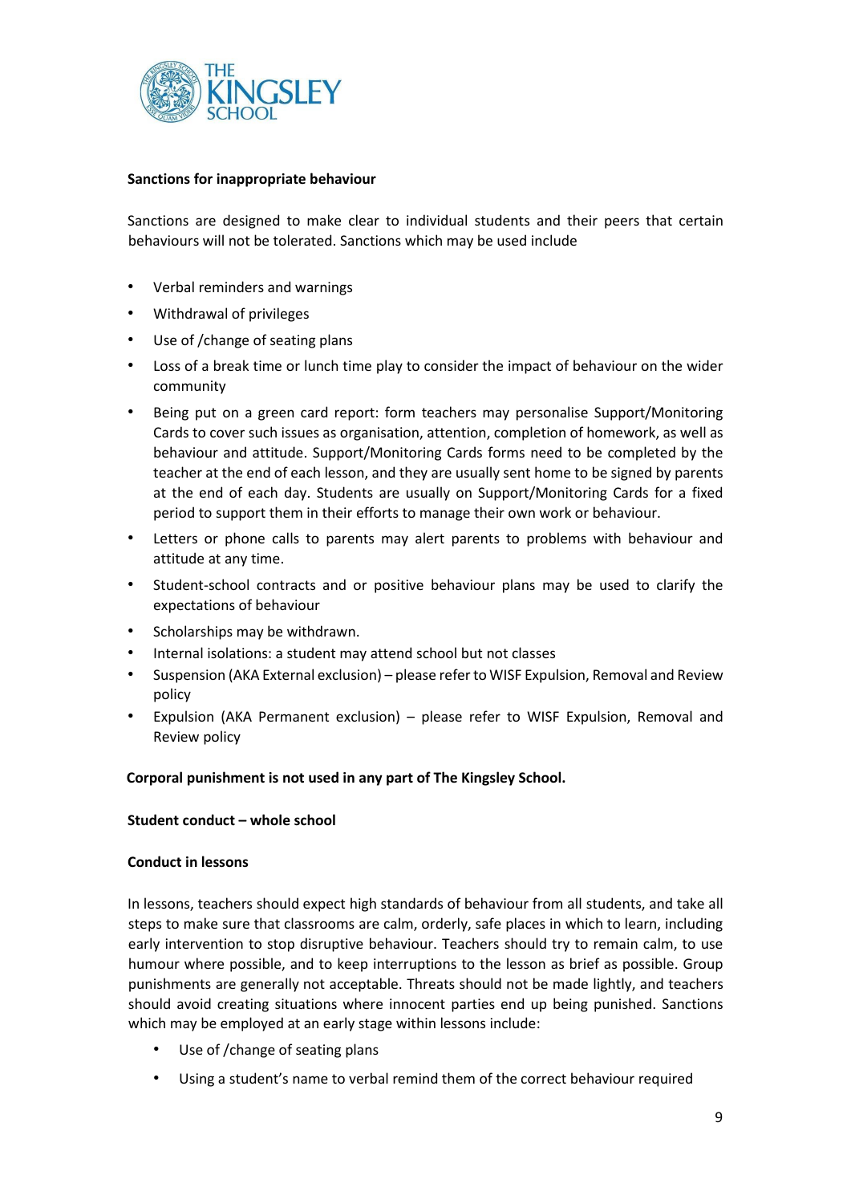**Sanctions for inappropriate behaviour**

Sanctions are designed to make clear to individual students and their peers that certain behaviours will not be tolerated. Sanctions which may be used include

- Verbal reminders and warnings
- Withdrawal of privileges
- Use of /change of seating plans
- Loss of a break time or lunch time play to consider the impact of behaviour on the wider community
- Being put on a green card report: form teachers may personalise Support/Monitoring Cards to cover such issues as organisation, attention, completion of homework, as well as behaviour and attitude. Support/Monitoring Cards forms need to be completed by the teacher at the end of each lesson, and they are usually sent home to be signed by parents at the end of each day. Students are usually on Support/Monitoring Cards for a fixed period to support them in their efforts to manage their own work or behaviour.
- Letters or phone calls to parents may alert parents to problems with behaviour and attitude at any time.
- Student-school contracts and or positive behaviour plans may be used to clarify the expectations of behaviour
- Scholarships may be withdrawn.
- Internal isolations: a student may attend school but not classes
- Suspension (AKA External exclusion) – please refer to WISF Expulsion, Removal and Review policy
- Expulsion (AKA Permanent exclusion) – please refer to WISF Expulsion, Removal and Review policy

**Corporal punishment is not used in any part of The Kingsley School.**

**Student conduct – whole school**

**Conduct in lessons**

In lessons, teachers should expect high standards of behaviour from all students, and take all steps to make sure that classrooms are calm, orderly, safe places in which to learn, including early intervention to stop disruptive behaviour. Teachers should try to remain calm, to use humour where possible, and to keep interruptions to the lesson as brief as possible. Group punishments are generally not acceptable. Threats should not be made lightly, and teachers should avoid creating situations where innocent parties end up being punished. Sanctions which may be employed at an early stage within lessons include:

- Use of /change of seating plans
- Using a student's name to verbal remind them of the correct behaviour required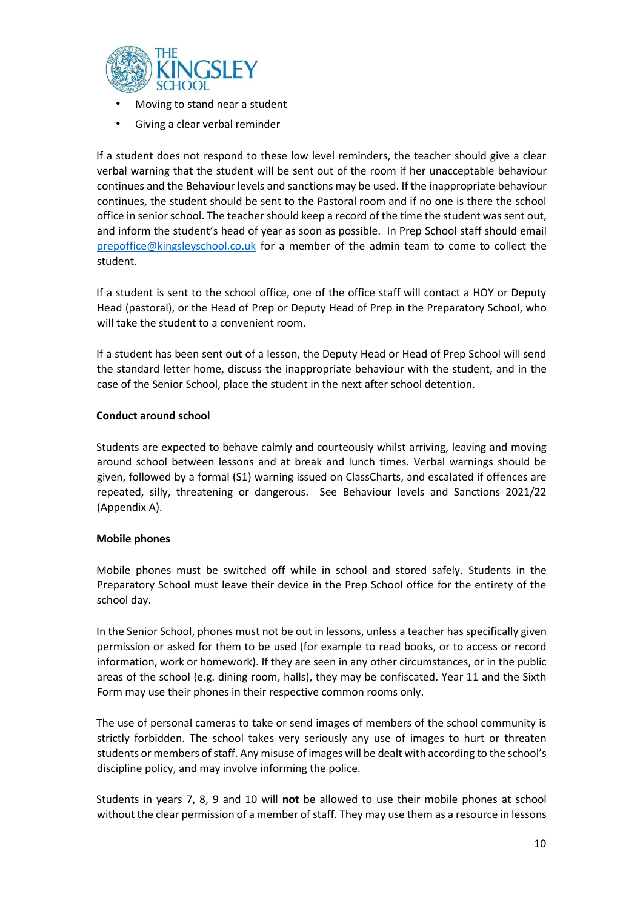- Moving to stand near a student
- Giving a clear verbal reminder

If a student does not respond to these low level reminders, the teacher should give a clear verbal warning that the student will be sent out of the room if her unacceptable behaviour continues and the Behaviour levels and sanctions may be used. If the inappropriate behaviour continues, the student should be sent to the Pastoral room and if no one is there the school office in senior school. The teacher should keep a record of the time the student was sent out, and inform the student's head of year as soon as possible. In Prep School staff should email prepoffice@kingsleyschool.co.uk for a member of the admin team to come to collect the student.

If a student is sent to the school office, one of the office staff will contact a HOY or Deputy Head (pastoral), or the Head of Prep or Deputy Head of Prep in the Preparatory School, who will take the student to a convenient room.

If a student has been sent out of a lesson, the Deputy Head or Head of Prep School will send the standard letter home, discuss the inappropriate behaviour with the student, and in the case of the Senior School, place the student in the next after school detention.

**Conduct around school**

Students are expected to behave calmly and courteously whilst arriving, leaving and moving around school between lessons and at break and lunch times. Verbal warnings should be given, followed by a formal (S1) warning issued on ClassCharts, and escalated if offences are repeated, silly, threatening or dangerous. See Behaviour levels and Sanctions 2021/22 (Appendix A).

**Mobile phones**

Mobile phones must be switched off while in school and stored safely. Students in the Preparatory School must leave their device in the Prep School office for the entirety of the school day.

In the Senior School, phones must not be out in lessons, unless a teacher has specifically given permission or asked for them to be used (for example to read books, or to access or record information, work or homework). If they are seen in any other circumstances, or in the public areas of the school (e.g. dining room, halls), they may be confiscated. Year 11 and the Sixth Form may use their phones in their respective common rooms only.

The use of personal cameras to take or send images of members of the school community is strictly forbidden. The school takes very seriously any use of images to hurt or threaten students or members of staff. Any misuse of images will be dealt with according to the school's discipline policy, and may involve informing the police.

Students in years 7, 8, 9 and 10 will **not** be allowed to use their mobile phones at school without the clear permission of a member of staff. They may use them as a resource in lessons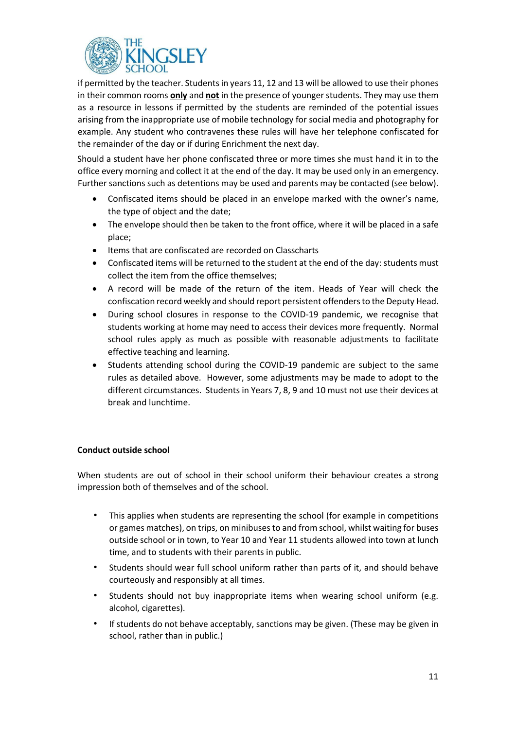if permitted by the teacher. Students in years 11, 12 and 13 will be allowed to use their phones in their common rooms **only** and **not** in the presence of younger students. They may use them as a resource in lessons if permitted by the students are reminded of the potential issues arising from the inappropriate use of mobile technology for social media and photography for example. Any student who contravenes these rules will have her telephone confiscated for the remainder of the day or if during Enrichment the next day.

Should a student have her phone confiscated three or more times she must hand it in to the office every morning and collect it at the end of the day. It may be used only in an emergency. Further sanctions such as detentions may be used and parents may be contacted (see below).

- Confiscated items should be placed in an envelope marked with the owner's name, the type of object and the date;
- The envelope should then be taken to the front office, where it will be placed in a safe place;
- Items that are confiscated are recorded on Classcharts
- Confiscated items will be returned to the student at the end of the day: students must collect the item from the office themselves;
- A record will be made of the return of the item. Heads of Year will check the confiscation record weekly and should report persistent offenders to the Deputy Head.
- During school closures in response to the COVID-19 pandemic, we recognise that students working at home may need to access their devices more frequently. Normal school rules apply as much as possible with reasonable adjustments to facilitate effective teaching and learning.
- Students attending school during the COVID-19 pandemic are subject to the same rules as detailed above. However, some adjustments may be made to adopt to the different circumstances. Students in Years 7, 8, 9 and 10 must not use their devices at break and lunchtime.

**Conduct outside school**

When students are out of school in their school uniform their behaviour creates a strong impression both of themselves and of the school.

- This applies when students are representing the school (for example in competitions or games matches), on trips, on minibuses to and from school, whilst waiting for buses outside school or in town, to Year 10 and Year 11 students allowed into town at lunch time, and to students with their parents in public.
- Students should wear full school uniform rather than parts of it, and should behave courteously and responsibly at all times.
- Students should not buy inappropriate items when wearing school uniform (e.g. alcohol, cigarettes).
- If students do not behave acceptably, sanctions may be given. (These may be given in school, rather than in public.)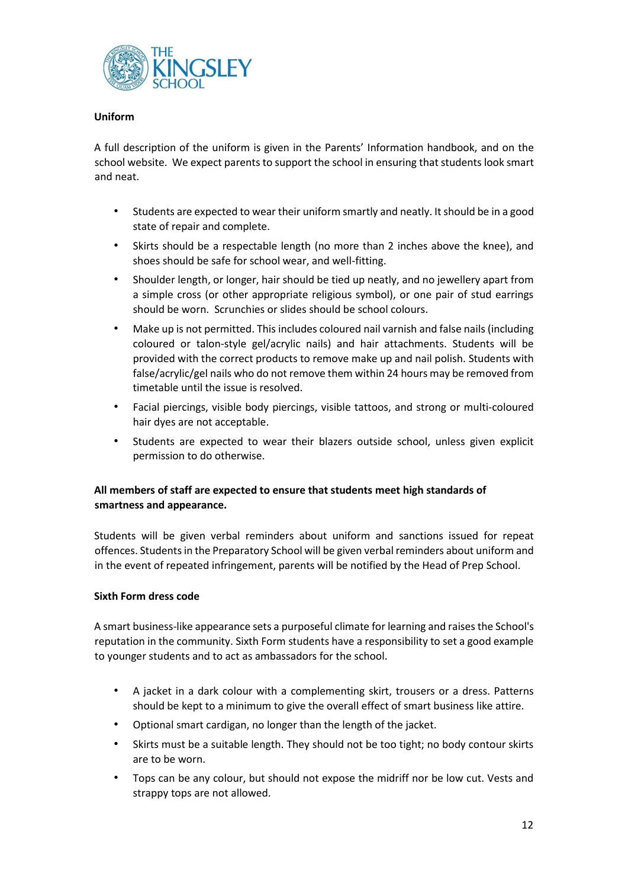**Uniform**

A full description of the uniform is given in the Parents' Information handbook, and on the school website. We expect parents to support the school in ensuring that students look smart and neat.

- Students are expected to wear their uniform smartly and neatly. It should be in a good state of repair and complete.
- Skirts should be a respectable length (no more than 2 inches above the knee), and shoes should be safe for school wear, and well-fitting.
- Shoulder length, or longer, hair should be tied up neatly, and no jewellery apart from a simple cross (or other appropriate religious symbol), or one pair of stud earrings should be worn. Scrunchies or slides should be school colours.
- Make up is not permitted. This includes coloured nail varnish and false nails (including coloured or talon-style gel/acrylic nails) and hair attachments. Students will be provided with the correct products to remove make up and nail polish. Students with false/acrylic/gel nails who do not remove them within 24 hours may be removed from timetable until the issue is resolved.
- Facial piercings, visible body piercings, visible tattoos, and strong or multi-coloured hair dyes are not acceptable.
- Students are expected to wear their blazers outside school, unless given explicit permission to do otherwise.

**All members of staff are expected to ensure that students meet high standards of smartness and appearance.**

Students will be given verbal reminders about uniform and sanctions issued for repeat offences. Students in the Preparatory School will be given verbal reminders about uniform and in the event of repeated infringement, parents will be notified by the Head of Prep School.

**Sixth Form dress code**

A smart business-like appearance sets a purposeful climate for learning and raises the School's reputation in the community. Sixth Form students have a responsibility to set a good example to younger students and to act as ambassadors for the school.

- A jacket in a dark colour with a complementing skirt, trousers or a dress. Patterns should be kept to a minimum to give the overall effect of smart business like attire.
- Optional smart cardigan, no longer than the length of the jacket.
- Skirts must be a suitable length. They should not be too tight; no body contour skirts are to be worn.
- Tops can be any colour, but should not expose the midriff nor be low cut. Vests and strappy tops are not allowed.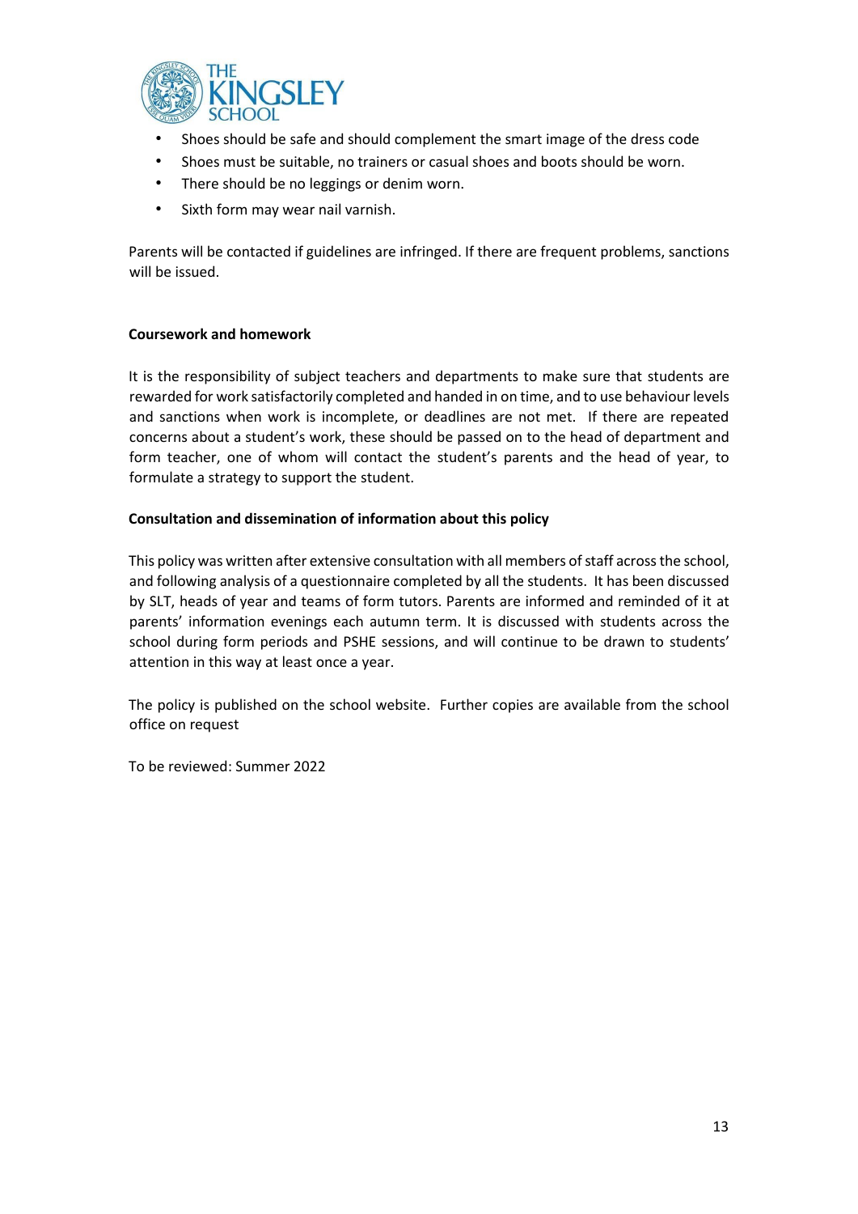- Shoes should be safe and should complement the smart image of the dress code
- Shoes must be suitable, no trainers or casual shoes and boots should be worn.
- There should be no leggings or denim worn.
- Sixth form may wear nail varnish.

Parents will be contacted if guidelines are infringed. If there are frequent problems, sanctions will be issued.

**Coursework and homework**

It is the responsibility of subject teachers and departments to make sure that students are rewarded for work satisfactorily completed and handed in on time, and to use behaviour levels and sanctions when work is incomplete, or deadlines are not met. If there are repeated concerns about a student's work, these should be passed on to the head of department and form teacher, one of whom will contact the student's parents and the head of year, to formulate a strategy to support the student.

**Consultation and dissemination of information about this policy**

This policy was written after extensive consultation with all members of staff across the school, and following analysis of a questionnaire completed by all the students. It has been discussed by SLT, heads of year and teams of form tutors. Parents are informed and reminded of it at parents' information evenings each autumn term. It is discussed with students across the school during form periods and PSHE sessions, and will continue to be drawn to students' attention in this way at least once a year.

The policy is published on the school website. Further copies are available from the school office on request

To be reviewed: Summer 2022